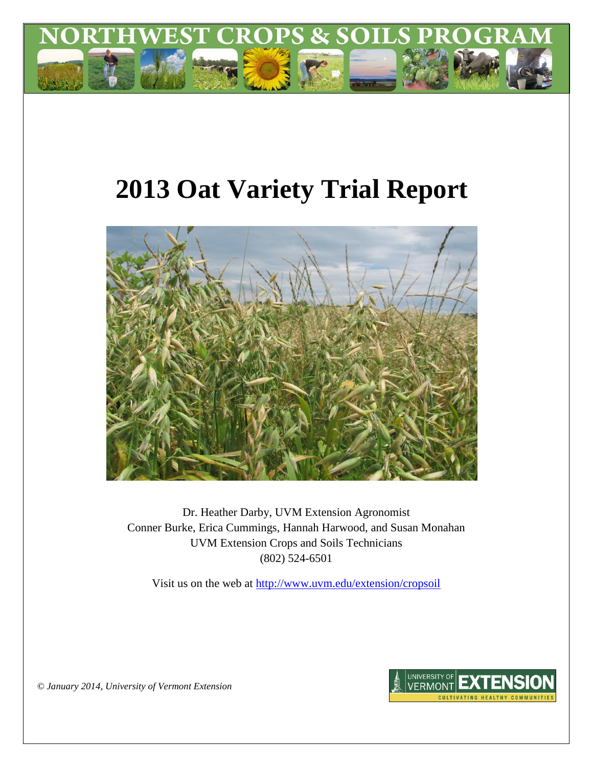# 2013 Oat Variety Trial Report

Dr. Heather Darby, UVM Extension Agronomist
Conner Burke, Erica Cummings, Hannah Harwood, and Susan Monahan
UVM Extension Crops and Soils Technicians
(802) 524-6501

Visit us on the web at http://www.uvm.edu/extension/cropsoil

*© January 2014, University of Vermont Extension*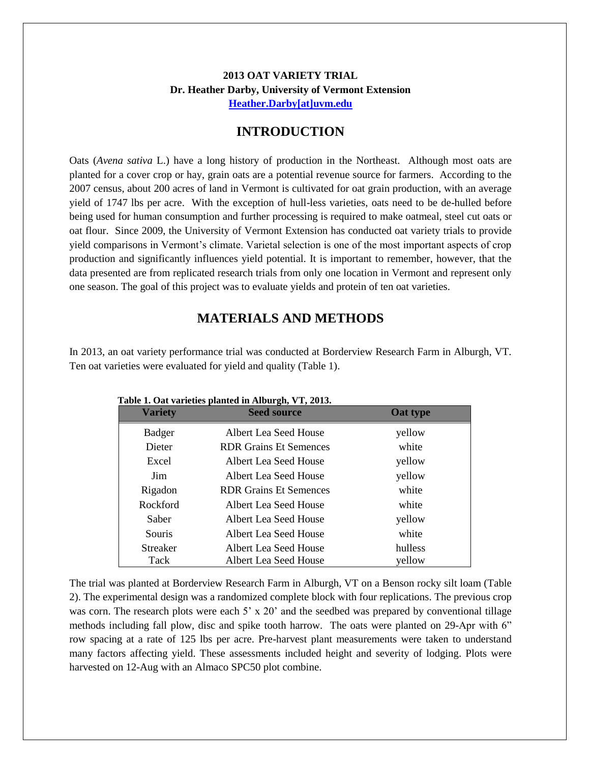**2013 OAT VARIETY TRIAL**
**Dr. Heather Darby, University of Vermont Extension**
**Heather.Darby[at]uvm.edu**

## INTRODUCTION

Oats (*Avena sativa* L.) have a long history of production in the Northeast. Although most oats are planted for a cover crop or hay, grain oats are a potential revenue source for farmers. According to the 2007 census, about 200 acres of land in Vermont is cultivated for oat grain production, with an average yield of 1747 lbs per acre. With the exception of hull-less varieties, oats need to be de-hulled before being used for human consumption and further processing is required to make oatmeal, steel cut oats or oat flour. Since 2009, the University of Vermont Extension has conducted oat variety trials to provide yield comparisons in Vermont's climate. Varietal selection is one of the most important aspects of crop production and significantly influences yield potential. It is important to remember, however, that the data presented are from replicated research trials from only one location in Vermont and represent only one season. The goal of this project was to evaluate yields and protein of ten oat varieties.

## MATERIALS AND METHODS

In 2013, an oat variety performance trial was conducted at Borderview Research Farm in Alburgh, VT. Ten oat varieties were evaluated for yield and quality (Table 1).

**Table 1. Oat varieties planted in Alburgh, VT, 2013.**

| Variety | Seed source | Oat type |
|---|---|---|
| Badger | Albert Lea Seed House | yellow |
| Dieter | RDR Grains Et Semences | white |
| Excel | Albert Lea Seed House | yellow |
| Jim | Albert Lea Seed House | yellow |
| Rigadon | RDR Grains Et Semences | white |
| Rockford | Albert Lea Seed House | white |
| Saber | Albert Lea Seed House | yellow |
| Souris | Albert Lea Seed House | white |
| Streaker | Albert Lea Seed House | hulless |
| Tack | Albert Lea Seed House | yellow |

The trial was planted at Borderview Research Farm in Alburgh, VT on a Benson rocky silt loam (Table 2). The experimental design was a randomized complete block with four replications. The previous crop was corn. The research plots were each 5' x 20' and the seedbed was prepared by conventional tillage methods including fall plow, disc and spike tooth harrow. The oats were planted on 29-Apr with 6" row spacing at a rate of 125 lbs per acre. Pre-harvest plant measurements were taken to understand many factors affecting yield. These assessments included height and severity of lodging. Plots were harvested on 12-Aug with an Almaco SPC50 plot combine.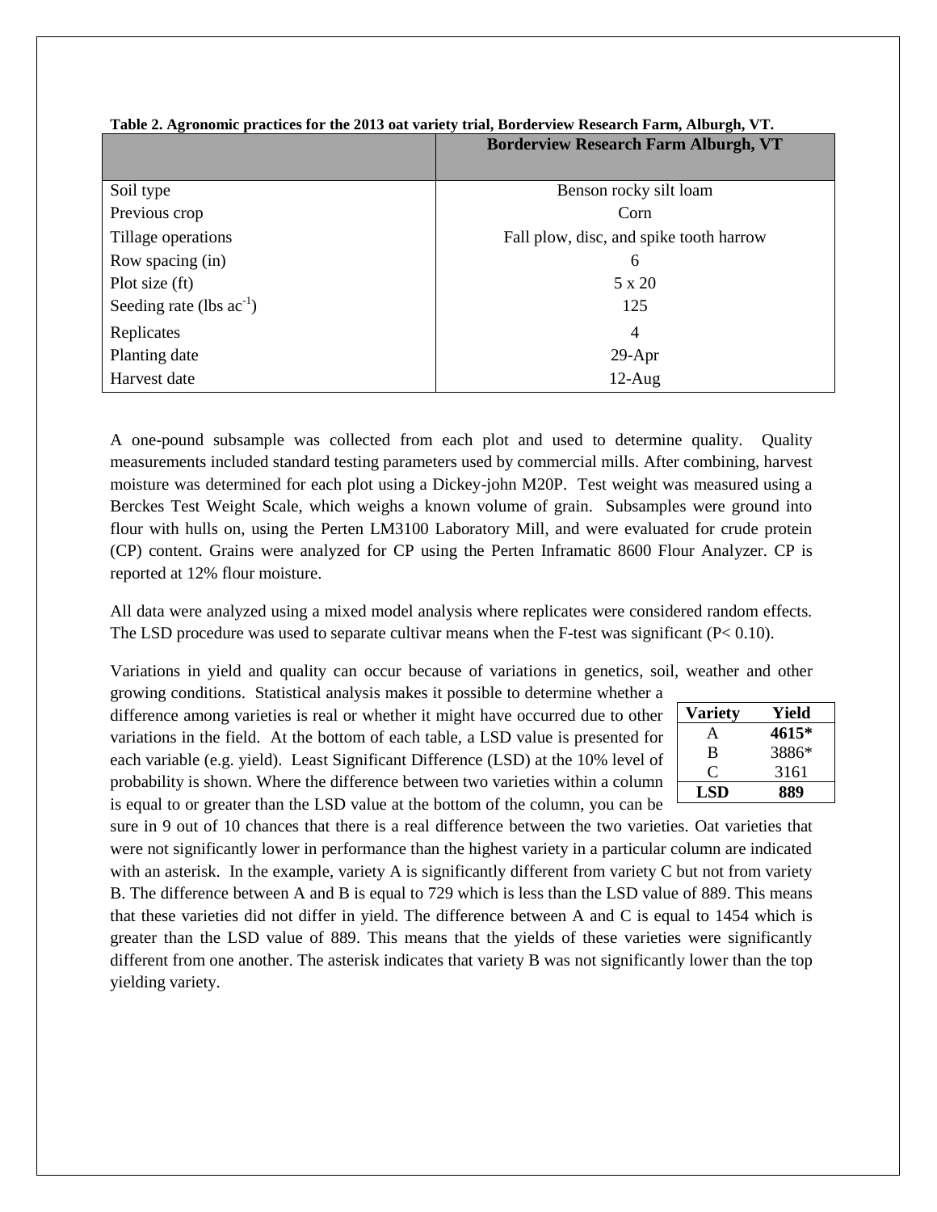**Table 2. Agronomic practices for the 2013 oat variety trial, Borderview Research Farm, Alburgh, VT.**

| | Borderview Research Farm Alburgh, VT |
|---|---|
| Soil type | Benson rocky silt loam |
| Previous crop | Corn |
| Tillage operations | Fall plow, disc, and spike tooth harrow |
| Row spacing (in) | 6 |
| Plot size (ft) | 5 x 20 |
| Seeding rate (lbs $ac^{-1}$) | 125 |
| Replicates | 4 |
| Planting date | 29-Apr |
| Harvest date | 12-Aug |

A one-pound subsample was collected from each plot and used to determine quality. Quality measurements included standard testing parameters used by commercial mills. After combining, harvest moisture was determined for each plot using a Dickey-john M20P. Test weight was measured using a Berckes Test Weight Scale, which weighs a known volume of grain. Subsamples were ground into flour with hulls on, using the Perten LM3100 Laboratory Mill, and were evaluated for crude protein (CP) content. Grains were analyzed for CP using the Perten Inframatic 8600 Flour Analyzer. CP is reported at 12% flour moisture.

All data were analyzed using a mixed model analysis where replicates were considered random effects. The LSD procedure was used to separate cultivar means when the F-test was significant ($P < 0.10$).

Variations in yield and quality can occur because of variations in genetics, soil, weather and other growing conditions. Statistical analysis makes it possible to determine whether a difference among varieties is real or whether it might have occurred due to other variations in the field. At the bottom of each table, a LSD value is presented for each variable (e.g. yield). Least Significant Difference (LSD) at the 10% level of probability is shown. Where the difference between two varieties within a column is equal to or greater than the LSD value at the bottom of the column, you can be sure in 9 out of 10 chances that there is a real difference between the two varieties. Oat varieties that were not significantly lower in performance than the highest variety in a particular column are indicated with an asterisk. In the example, variety A is significantly different from variety C but not from variety B. The difference between A and B is equal to 729 which is less than the LSD value of 889. This means that these varieties did not differ in yield. The difference between A and C is equal to 1454 which is greater than the LSD value of 889. This means that the yields of these varieties were significantly different from one another. The asterisk indicates that variety B was not significantly lower than the top yielding variety.

| Variety | Yield |
|---|---|
| A | **4615*** |
| B | 3886* |
| C | 3161 |
| **LSD** | **889** |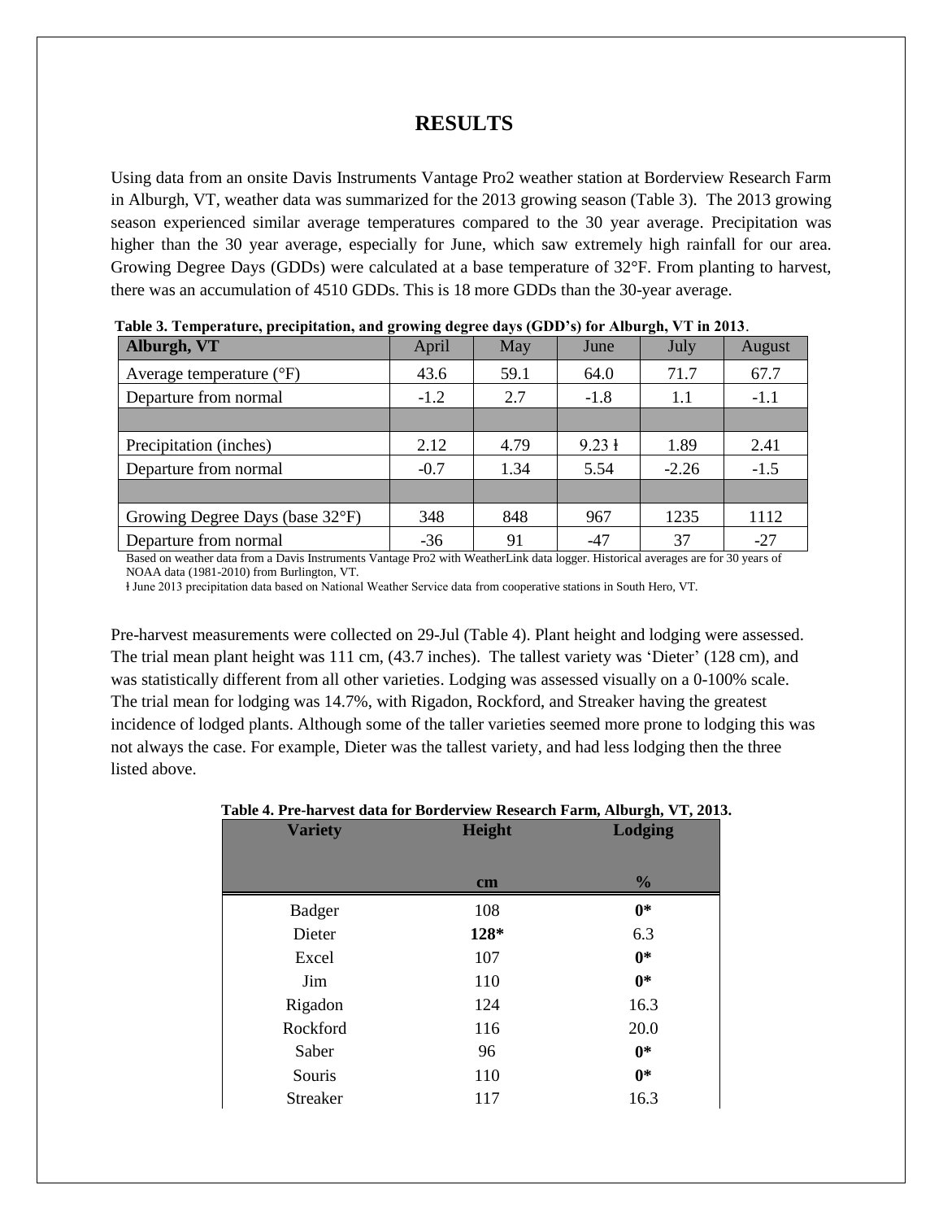# RESULTS

Using data from an onsite Davis Instruments Vantage Pro2 weather station at Borderview Research Farm in Alburgh, VT, weather data was summarized for the 2013 growing season (Table 3). The 2013 growing season experienced similar average temperatures compared to the 30 year average. Precipitation was higher than the 30 year average, especially for June, which saw extremely high rainfall for our area. Growing Degree Days (GDDs) were calculated at a base temperature of 32°F. From planting to harvest, there was an accumulation of 4510 GDDs. This is 18 more GDDs than the 30-year average.

**Table 3. Temperature, precipitation, and growing degree days (GDD's) for Alburgh, VT in 2013**.

| Alburgh, VT | April | May | June | July | August |
|---|---|---|---|---|---|
| Average temperature (°F) | 43.6 | 59.1 | 64.0 | 71.7 | 67.7 |
| Departure from normal | -1.2 | 2.7 | -1.8 | 1.1 | -1.1 |
| | | | | | |
| Precipitation (inches) | 2.12 | 4.79 | 9.23 ł | 1.89 | 2.41 |
| Departure from normal | -0.7 | 1.34 | 5.54 | -2.26 | -1.5 |
| | | | | | |
| Growing Degree Days (base 32°F) | 348 | 848 | 967 | 1235 | 1112 |
| Departure from normal | -36 | 91 | -47 | 37 | -27 |

Based on weather data from a Davis Instruments Vantage Pro2 with WeatherLink data logger. Historical averages are for 30 years of NOAA data (1981-2010) from Burlington, VT.

ł June 2013 precipitation data based on National Weather Service data from cooperative stations in South Hero, VT.

Pre-harvest measurements were collected on 29-Jul (Table 4). Plant height and lodging were assessed. The trial mean plant height was 111 cm, (43.7 inches). The tallest variety was 'Dieter' (128 cm), and was statistically different from all other varieties. Lodging was assessed visually on a 0-100% scale. The trial mean for lodging was 14.7%, with Rigadon, Rockford, and Streaker having the greatest incidence of lodged plants. Although some of the taller varieties seemed more prone to lodging this was not always the case. For example, Dieter was the tallest variety, and had less lodging then the three listed above.

**Table 4. Pre-harvest data for Borderview Research Farm, Alburgh, VT, 2013.**

| Variety | Height | Lodging |
|---|---|---|
| | cm | % |
| Badger | 108 | **0*** |
| Dieter | **128*** | 6.3 |
| Excel | 107 | **0*** |
| Jim | 110 | **0*** |
| Rigadon | 124 | 16.3 |
| Rockford | 116 | 20.0 |
| Saber | 96 | **0*** |
| Souris | 110 | **0*** |
| Streaker | 117 | 16.3 |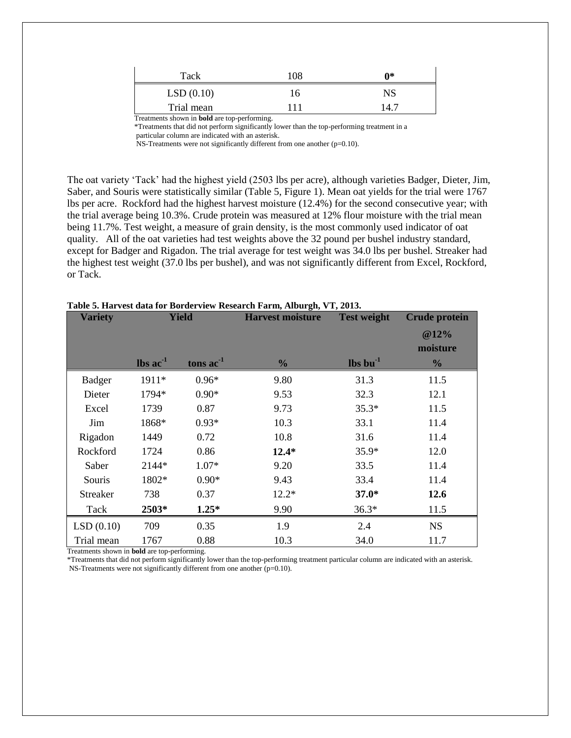| Tack | 108 | **0***|
|---|---|---|
| LSD (0.10) | 16 | NS |
| Trial mean | 111 | 14.7 |

Treatments shown in **bold** are top-performing.
*Treatments that did not perform significantly lower than the top-performing treatment in a particular column are indicated with an asterisk.
NS-Treatments were not significantly different from one another (p=0.10).

The oat variety 'Tack' had the highest yield (2503 lbs per acre), although varieties Badger, Dieter, Jim, Saber, and Souris were statistically similar (Table 5, Figure 1). Mean oat yields for the trial were 1767 lbs per acre. Rockford had the highest harvest moisture (12.4%) for the second consecutive year; with the trial average being 10.3%. Crude protein was measured at 12% flour moisture with the trial mean being 11.7%. Test weight, a measure of grain density, is the most commonly used indicator of oat quality. All of the oat varieties had test weights above the 32 pound per bushel industry standard, except for Badger and Rigadon. The trial average for test weight was 34.0 lbs per bushel. Streaker had the highest test weight (37.0 lbs per bushel), and was not significantly different from Excel, Rockford, or Tack.

**Table 5. Harvest data for Borderview Research Farm, Alburgh, VT, 2013.**

| Variety | Yield | | Harvest moisture | Test weight | Crude protein @12% moisture |
|---|---|---|---|---|---|
| | lbs $ac^{-1}$ | tons $ac^{-1}$ | % | lbs $bu^{-1}$ | % |
| Badger | 1911* | 0.96* | 9.80 | 31.3 | 11.5 |
| Dieter | 1794* | 0.90* | 9.53 | 32.3 | 12.1 |
| Excel | 1739 | 0.87 | 9.73 | 35.3* | 11.5 |
| Jim | 1868* | 0.93* | 10.3 | 33.1 | 11.4 |
| Rigadon | 1449 | 0.72 | 10.8 | 31.6 | 11.4 |
| Rockford | 1724 | 0.86 | **12.4*** | 35.9* | 12.0 |
| Saber | 2144* | 1.07* | 9.20 | 33.5 | 11.4 |
| Souris | 1802* | 0.90* | 9.43 | 33.4 | 11.4 |
| Streaker | 738 | 0.37 | 12.2* | **37.0*** | **12.6** |
| Tack | **2503*** | **1.25*** | 9.90 | 36.3* | 11.5 |
| LSD (0.10) | 709 | 0.35 | 1.9 | 2.4 | NS |
| Trial mean | 1767 | 0.88 | 10.3 | 34.0 | 11.7 |

Treatments shown in **bold** are top-performing.
*Treatments that did not perform significantly lower than the top-performing treatment particular column are indicated with an asterisk.
NS-Treatments were not significantly different from one another (p=0.10).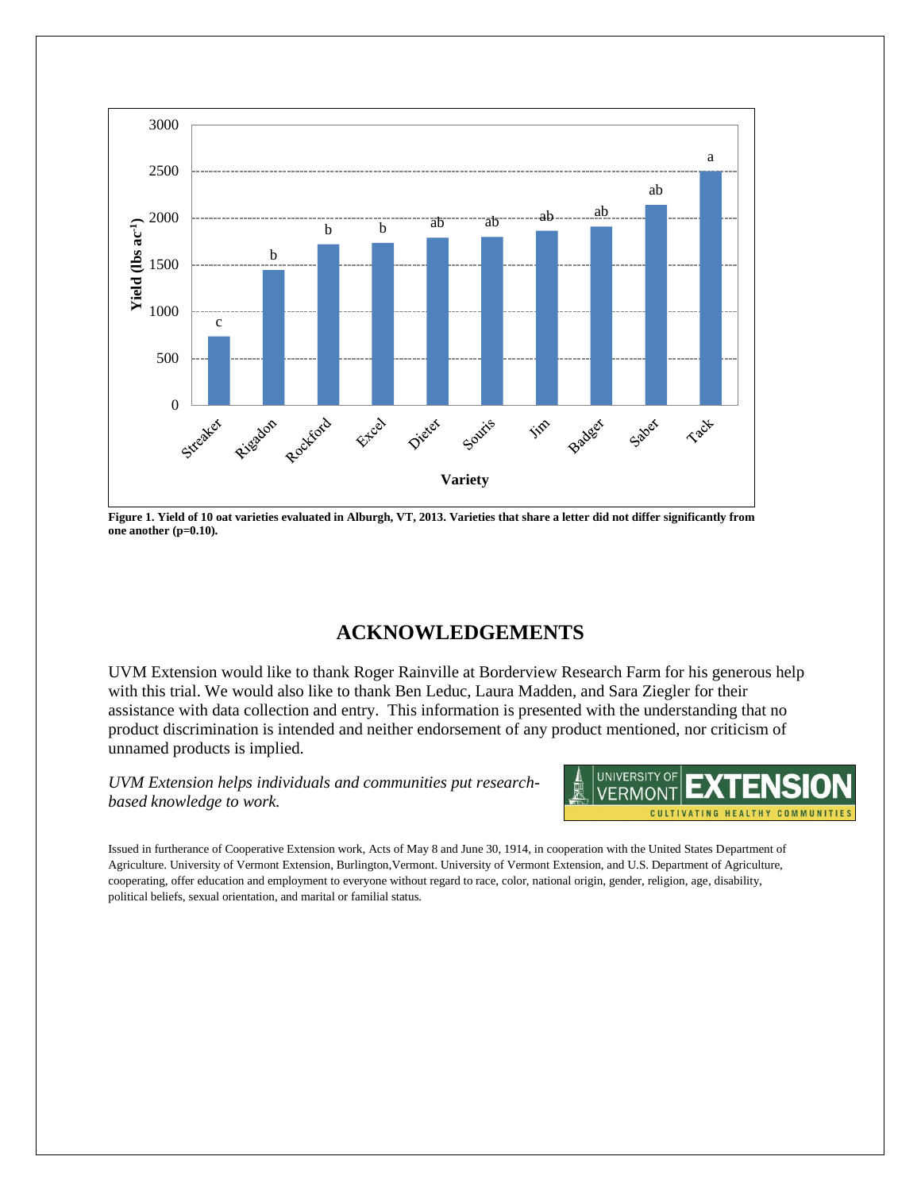3000
2500
2000
1500
1000
500
0

Yield (lbs ac$^{-1}$)

c
b
b
b
ab
ab
ab
ab
ab
a

Streaker
Rigadon
Rockford
Excel
Dieter
Souris
Jim
Badger
Saber
Tack

Variety

**Figure 1. Yield of 10 oat varieties evaluated in Alburgh, VT, 2013. Varieties that share a letter did not differ significantly from one another (p=0.10).**

## ACKNOWLEDGEMENTS

UVM Extension would like to thank Roger Rainville at Borderview Research Farm for his generous help with this trial. We would also like to thank Ben Leduc, Laura Madden, and Sara Ziegler for their assistance with data collection and entry. This information is presented with the understanding that no product discrimination is intended and neither endorsement of any product mentioned, nor criticism of unnamed products is implied.

*UVM Extension helps individuals and communities put research-based knowledge to work.*

UNIVERSITY OF VERMONT EXTENSION
CULTIVATING HEALTHY COMMUNITIES

Issued in furtherance of Cooperative Extension work, Acts of May 8 and June 30, 1914, in cooperation with the United States Department of Agriculture. University of Vermont Extension, Burlington,Vermont. University of Vermont Extension, and U.S. Department of Agriculture, cooperating, offer education and employment to everyone without regard to race, color, national origin, gender, religion, age, disability, political beliefs, sexual orientation, and marital or familial status.